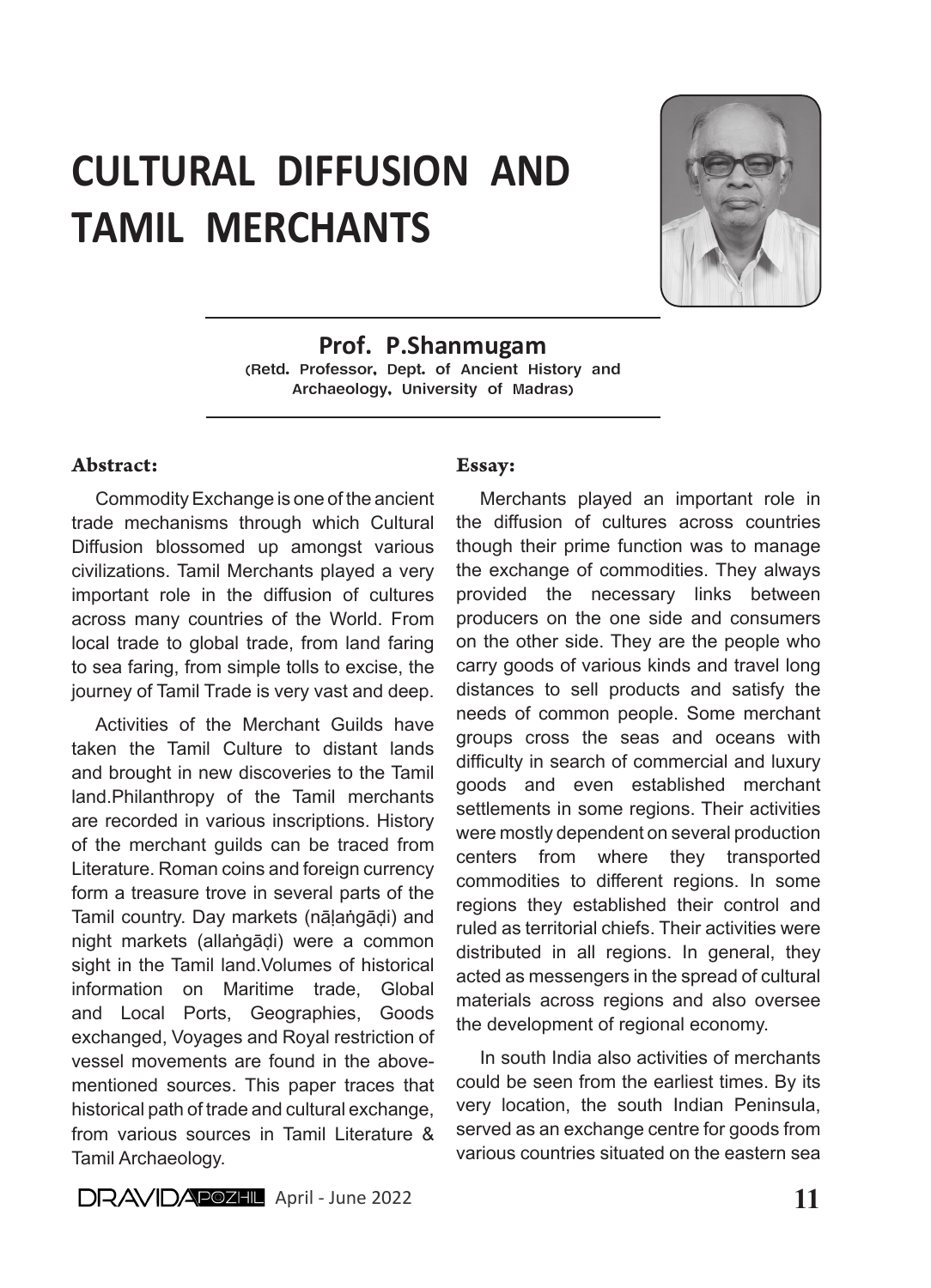# CULTURAL DIFFUSION AND TAMIL MERCHANTS

**Prof. P.Shanmugam**
(Retd. Professor, Dept. of Ancient History and Archaeology, University of Madras)

### Abstract:

Commodity Exchange is one of the ancient trade mechanisms through which Cultural Diffusion blossomed up amongst various civilizations. Tamil Merchants played a very important role in the diffusion of cultures across many countries of the World. From local trade to global trade, from land faring to sea faring, from simple tolls to excise, the journey of Tamil Trade is very vast and deep.

Activities of the Merchant Guilds have taken the Tamil Culture to distant lands and brought in new discoveries to the Tamil land.Philanthropy of the Tamil merchants are recorded in various inscriptions. History of the merchant guilds can be traced from Literature. Roman coins and foreign currency form a treasure trove in several parts of the Tamil country. Day markets (nāḷaṅgāḍi) and night markets (allaṅgāḍi) were a common sight in the Tamil land.Volumes of historical information on Maritime trade, Global and Local Ports, Geographies, Goods exchanged, Voyages and Royal restriction of vessel movements are found in the above-mentioned sources. This paper traces that historical path of trade and cultural exchange, from various sources in Tamil Literature & Tamil Archaeology.

### Essay:

Merchants played an important role in the diffusion of cultures across countries though their prime function was to manage the exchange of commodities. They always provided the necessary links between producers on the one side and consumers on the other side. They are the people who carry goods of various kinds and travel long distances to sell products and satisfy the needs of common people. Some merchant groups cross the seas and oceans with difficulty in search of commercial and luxury goods and even established merchant settlements in some regions. Their activities were mostly dependent on several production centers from where they transported commodities to different regions. In some regions they established their control and ruled as territorial chiefs. Their activities were distributed in all regions. In general, they acted as messengers in the spread of cultural materials across regions and also oversee the development of regional economy.

In south India also activities of merchants could be seen from the earliest times. By its very location, the south Indian Peninsula, served as an exchange centre for goods from various countries situated on the eastern sea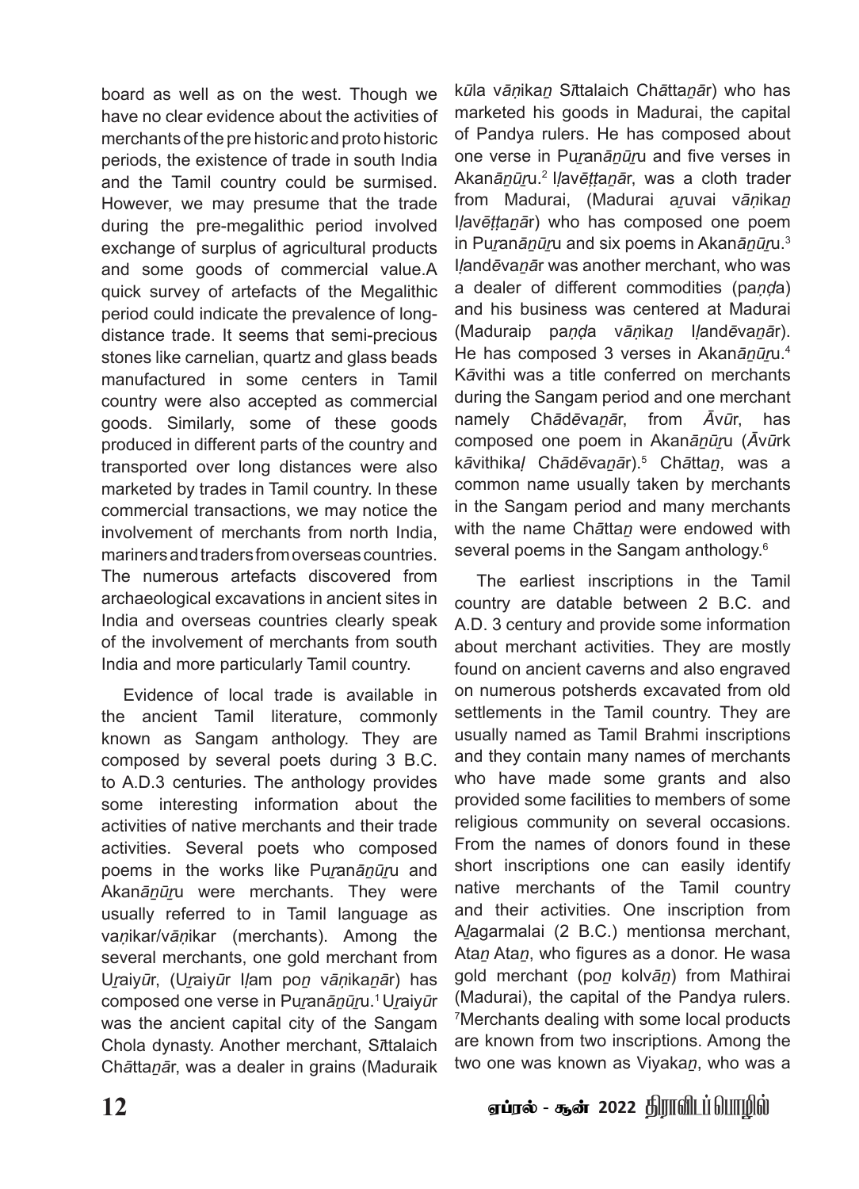board as well as on the west. Though we have no clear evidence about the activities of merchants of the pre historic and proto historic periods, the existence of trade in south India and the Tamil country could be surmised. However, we may presume that the trade during the pre-megalithic period involved exchange of surplus of agricultural products and some goods of commercial value.A quick survey of artefacts of the Megalithic period could indicate the prevalence of long-distance trade. It seems that semi-precious stones like carnelian, quartz and glass beads manufactured in some centers in Tamil country were also accepted as commercial goods. Similarly, some of these goods produced in different parts of the country and transported over long distances were also marketed by trades in Tamil country. In these commercial transactions, we may notice the involvement of merchants from north India, mariners and traders from overseas countries. The numerous artefacts discovered from archaeological excavations in ancient sites in India and overseas countries clearly speak of the involvement of merchants from south India and more particularly Tamil country.

Evidence of local trade is available in the ancient Tamil literature, commonly known as Sangam anthology. They are composed by several poets during 3 B.C. to A.D.3 centuries. The anthology provides some interesting information about the activities of native merchants and their trade activities. Several poets who composed poems in the works like Pu*ṟ*an*āṉūṟ*u and Akan*āṉūṟ*u were merchants. They were usually referred to in Tamil language as va*ṇ*ikar/v*āṇ*ikar (merchants). Among the several merchants, one gold merchant from U*ṟ*aiy*ū*r, (U*ṟ*aiy*ū*r I*ḷ*am po*ṉ* v*āṇ*ika*ṉā*r) has composed one verse in Pu*ṟ*an*āṉūṟ*u.[1] U*ṟ*aiy*ū*r was the ancient capital city of the Sangam Chola dynasty. Another merchant, S*ī*ttalaich Ch*ā*tta*ṉā*r, was a dealer in grains (Maduraik k*ū*la v*āṇ*ika*ṉ* S*ī*ttalaich Ch*ā*tta*ṉā*r) who has marketed his goods in Madurai, the capital of Pandya rulers. He has composed about one verse in Pu*ṟ*an*āṉūṟ*u and five verses in Akan*āṉūṟ*u.[2] I*ḷ*av*ēṭṭ*a*ṉā*r, was a cloth trader from Madurai, (Madurai a*ṟ*uvai v*āṇ*ika*ṉ* I*ḷ*av*ēṭṭ*a*ṉā*r) who has composed one poem in Pu*ṟ*an*āṉūṟ*u and six poems in Akan*āṉūṟ*u.[3] I*ḷ*and*ē*va*ṉā*r was another merchant, who was a dealer of different commodities (pa*ṇḍ*a) and his business was centered at Madurai (Maduraip pa*ṇḍ*a v*āṇ*ika*ṉ* I*ḷ*and*ē*va*ṉā*r). He has composed 3 verses in Akan*āṉūṟ*u.[4] K*ā*vithi was a title conferred on merchants during the Sangam period and one merchant namely Ch*ā*d*ē*va*ṉā*r, from *Ā*v*ū*r, has composed one poem in Akan*āṉūṟ*u (*Ā*v*ū*rk k*ā*vithika*ḷ* Ch*ā*d*ē*va*ṉā*r).[5] Ch*ā*tta*ṉ*, was a common name usually taken by merchants in the Sangam period and many merchants with the name Ch*ā*tta*ṉ* were endowed with several poems in the Sangam anthology.[6]

The earliest inscriptions in the Tamil country are datable between 2 B.C. and A.D. 3 century and provide some information about merchant activities. They are mostly found on ancient caverns and also engraved on numerous potsherds excavated from old settlements in the Tamil country. They are usually named as Tamil Brahmi inscriptions and they contain many names of merchants who have made some grants and also provided some facilities to members of some religious community on several occasions. From the names of donors found in these short inscriptions one can easily identify native merchants of the Tamil country and their activities. One inscription from A*ḻ*agarmalai (2 B.C.) mentionsa merchant, Ata*ṉ* Ata*ṉ*, who figures as a donor. He wasa gold merchant (po*ṉ* kolv*āṉ*) from Mathirai (Madurai), the capital of the Pandya rulers.[7] Merchants dealing with some local products are known from two inscriptions. Among the two one was known as Viyaka*ṉ*, who was a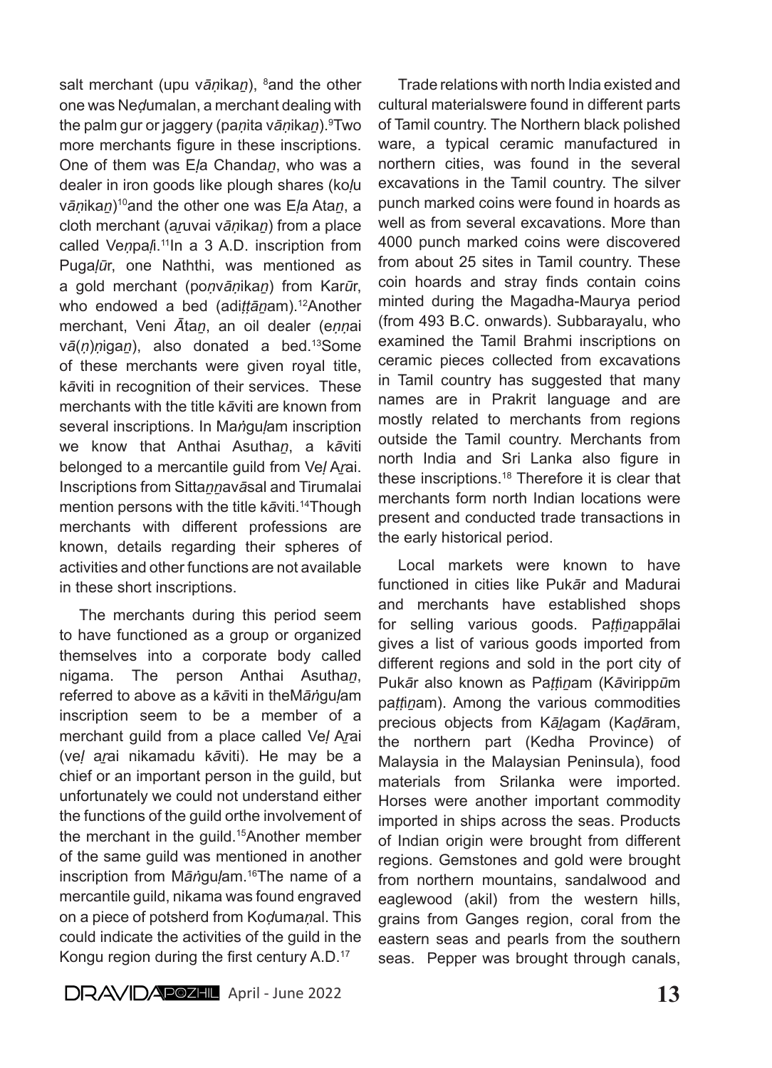salt merchant (upu vāṇikaṉ), [8]and the other one was Neḍumalan, a merchant dealing with the palm gur or jaggery (paṇita vāṇikaṉ).[9]Two more merchants figure in these inscriptions. One of them was Eḷa Chandaṉ, who was a dealer in iron goods like plough shares (koḷu vāṇikaṉ)[10]and the other one was Eḷa Ataṉ, a cloth merchant (aṟuvai vāṇikaṉ) from a place called Veṇpaḷi.[11]In a 3 A.D. inscription from Pugaḷūr, one Naththi, was mentioned as a gold merchant (poṉvāṇikaṉ) from Karūr, who endowed a bed (adiṭṭāṉam).[12]Another merchant, Veni Ātaṉ, an oil dealer (eṇṇai vā(ṇ)ṇigaṉ), also donated a bed.[13]Some of these merchants were given royal title, kāviti in recognition of their services. These merchants with the title kāviti are known from several inscriptions. In Maṅguḷam inscription we know that Anthai Asuthaṉ, a kāviti belonged to a mercantile guild from Veḷ Aṟai. Inscriptions from Sittaṉṉavāsal and Tirumalai mention persons with the title kāviti.[14]Though merchants with different professions are known, details regarding their spheres of activities and other functions are not available in these short inscriptions.

The merchants during this period seem to have functioned as a group or organized themselves into a corporate body called nigama. The person Anthai Asuthaṉ, referred to above as a kāviti in theMāṅguḷam inscription seem to be a member of a merchant guild from a place called Veḷ Aṟai (veḷ aṟai nikamadu kāviti). He may be a chief or an important person in the guild, but unfortunately we could not understand either the functions of the guild orthe involvement of the merchant in the guild.[15]Another member of the same guild was mentioned in another inscription from Māṅguḷam.[16]The name of a mercantile guild, nikama was found engraved on a piece of potsherd from Koḍumaṇal. This could indicate the activities of the guild in the Kongu region during the first century A.D.[17]

Trade relations with north India existed and cultural materialswere found in different parts of Tamil country. The Northern black polished ware, a typical ceramic manufactured in northern cities, was found in the several excavations in the Tamil country. The silver punch marked coins were found in hoards as well as from several excavations. More than 4000 punch marked coins were discovered from about 25 sites in Tamil country. These coin hoards and stray finds contain coins minted during the Magadha-Maurya period (from 493 B.C. onwards). Subbarayalu, who examined the Tamil Brahmi inscriptions on ceramic pieces collected from excavations in Tamil country has suggested that many names are in Prakrit language and are mostly related to merchants from regions outside the Tamil country. Merchants from north India and Sri Lanka also figure in these inscriptions.[18] Therefore it is clear that merchants form north Indian locations were present and conducted trade transactions in the early historical period.

Local markets were known to have functioned in cities like Pukār and Madurai and merchants have established shops for selling various goods. Paṭṭiṉappālai gives a list of various goods imported from different regions and sold in the port city of Pukār also known as Paṭṭiṉam (Kāvirippūm paṭṭiṉam). Among the various commodities precious objects from Kāḻagam (Kaḍāram, the northern part (Kedha Province) of Malaysia in the Malaysian Peninsula), food materials from Srilanka were imported. Horses were another important commodity imported in ships across the seas. Products of Indian origin were brought from different regions. Gemstones and gold were brought from northern mountains, sandalwood and eaglewood (akil) from the western hills, grains from Ganges region, coral from the eastern seas and pearls from the southern seas. Pepper was brought through canals,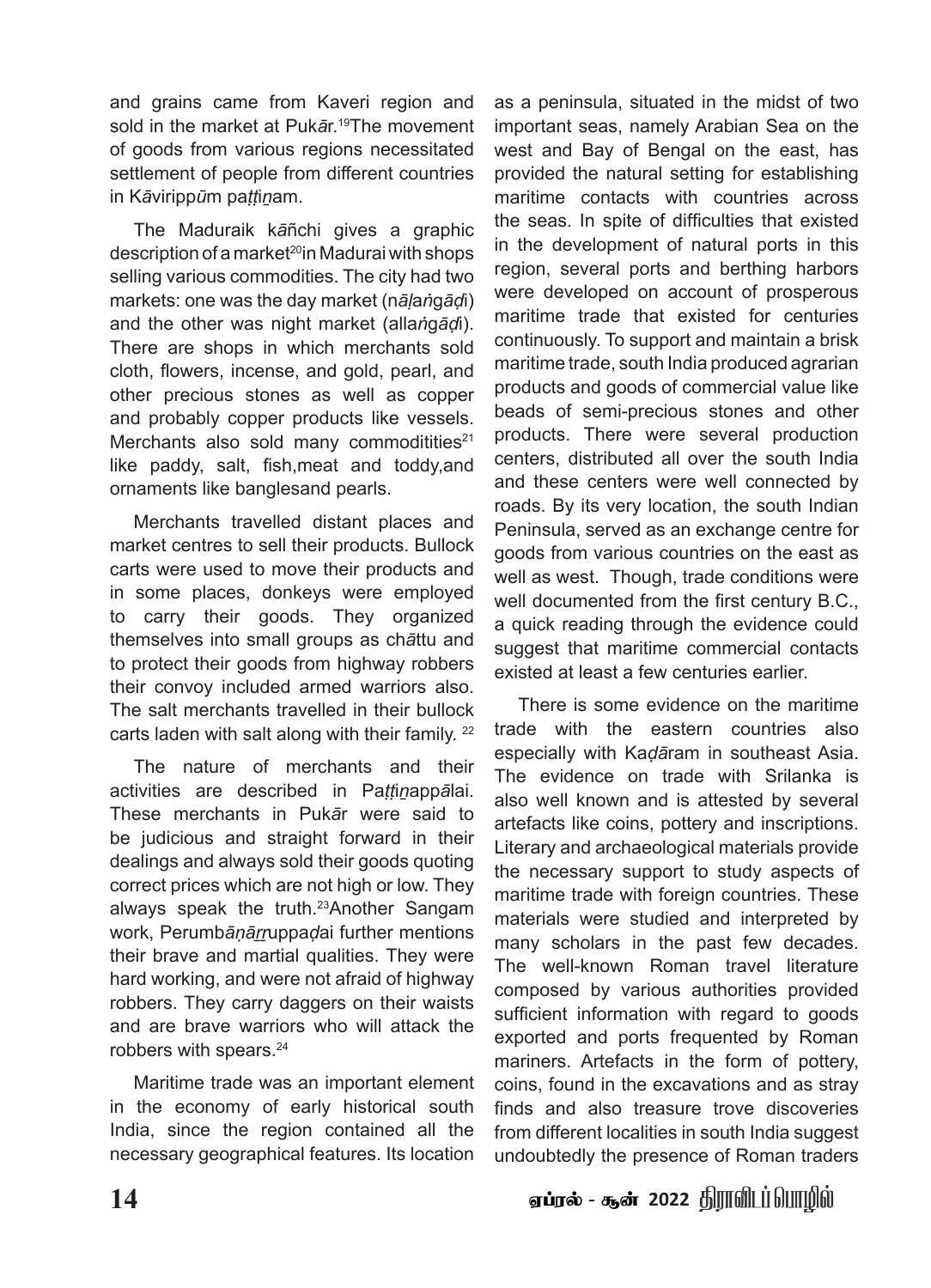and grains came from Kaveri region and sold in the market at Pukār.[19]The movement of goods from various regions necessitated settlement of people from different countries in Kāvirippūm paṭṭiṉam.

The Maduraik kāñchi gives a graphic description of a market[20]in Madurai with shops selling various commodities. The city had two markets: one was the day market (nāḷaṅgāḍi) and the other was night market (allaṅgāḍi). There are shops in which merchants sold cloth, flowers, incense, and gold, pearl, and other precious stones as well as copper and probably copper products like vessels. Merchants also sold many commoditities[21] like paddy, salt, fish,meat and toddy,and ornaments like banglesand pearls.

Merchants travelled distant places and market centres to sell their products. Bullock carts were used to move their products and in some places, donkeys were employed to carry their goods. They organized themselves into small groups as chāttu and to protect their goods from highway robbers their convoy included armed warriors also. The salt merchants travelled in their bullock carts laden with salt along with their family. [22]

The nature of merchants and their activities are described in Paṭṭiṉappālai. These merchants in Pukār were said to be judicious and straight forward in their dealings and always sold their goods quoting correct prices which are not high or low. They always speak the truth.[23]Another Sangam work, Perumbāṇāṟṟuppaḍai further mentions their brave and martial qualities. They were hard working, and were not afraid of highway robbers. They carry daggers on their waists and are brave warriors who will attack the robbers with spears.[24]

Maritime trade was an important element in the economy of early historical south India, since the region contained all the necessary geographical features. Its location as a peninsula, situated in the midst of two important seas, namely Arabian Sea on the west and Bay of Bengal on the east, has provided the natural setting for establishing maritime contacts with countries across the seas. In spite of difficulties that existed in the development of natural ports in this region, several ports and berthing harbors were developed on account of prosperous maritime trade that existed for centuries continuously. To support and maintain a brisk maritime trade, south India produced agrarian products and goods of commercial value like beads of semi-precious stones and other products. There were several production centers, distributed all over the south India and these centers were well connected by roads. By its very location, the south Indian Peninsula, served as an exchange centre for goods from various countries on the east as well as west. Though, trade conditions were well documented from the first century B.C., a quick reading through the evidence could suggest that maritime commercial contacts existed at least a few centuries earlier.

There is some evidence on the maritime trade with the eastern countries also especially with Kaḍāram in southeast Asia. The evidence on trade with Srilanka is also well known and is attested by several artefacts like coins, pottery and inscriptions. Literary and archaeological materials provide the necessary support to study aspects of maritime trade with foreign countries. These materials were studied and interpreted by many scholars in the past few decades. The well-known Roman travel literature composed by various authorities provided sufficient information with regard to goods exported and ports frequented by Roman mariners. Artefacts in the form of pottery, coins, found in the excavations and as stray finds and also treasure trove discoveries from different localities in south India suggest undoubtedly the presence of Roman traders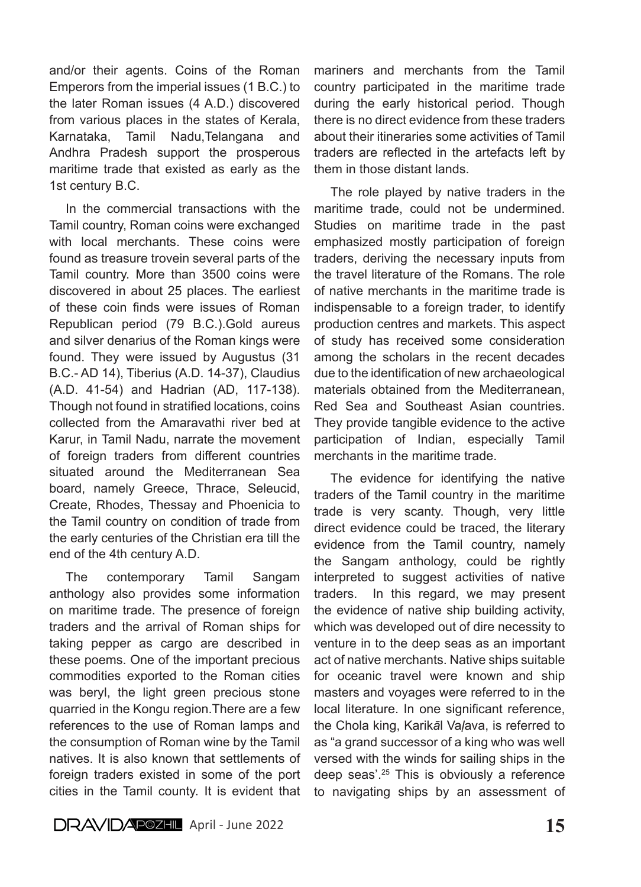and/or their agents. Coins of the Roman Emperors from the imperial issues (1 B.C.) to the later Roman issues (4 A.D.) discovered from various places in the states of Kerala, Karnataka, Tamil Nadu,Telangana and Andhra Pradesh support the prosperous maritime trade that existed as early as the 1st century B.C.

In the commercial transactions with the Tamil country, Roman coins were exchanged with local merchants. These coins were found as treasure trovein several parts of the Tamil country. More than 3500 coins were discovered in about 25 places. The earliest of these coin finds were issues of Roman Republican period (79 B.C.).Gold aureus and silver denarius of the Roman kings were found. They were issued by Augustus (31 B.C.- AD 14), Tiberius (A.D. 14-37), Claudius (A.D. 41-54) and Hadrian (AD, 117-138). Though not found in stratified locations, coins collected from the Amaravathi river bed at Karur, in Tamil Nadu, narrate the movement of foreign traders from different countries situated around the Mediterranean Sea board, namely Greece, Thrace, Seleucid, Create, Rhodes, Thessay and Phoenicia to the Tamil country on condition of trade from the early centuries of the Christian era till the end of the 4th century A.D.

The contemporary Tamil Sangam anthology also provides some information on maritime trade. The presence of foreign traders and the arrival of Roman ships for taking pepper as cargo are described in these poems. One of the important precious commodities exported to the Roman cities was beryl, the light green precious stone quarried in the Kongu region.There are a few references to the use of Roman lamps and the consumption of Roman wine by the Tamil natives. It is also known that settlements of foreign traders existed in some of the port cities in the Tamil county. It is evident that mariners and merchants from the Tamil country participated in the maritime trade during the early historical period. Though there is no direct evidence from these traders about their itineraries some activities of Tamil traders are reflected in the artefacts left by them in those distant lands.

The role played by native traders in the maritime trade, could not be undermined. Studies on maritime trade in the past emphasized mostly participation of foreign traders, deriving the necessary inputs from the travel literature of the Romans. The role of native merchants in the maritime trade is indispensable to a foreign trader, to identify production centres and markets. This aspect of study has received some consideration among the scholars in the recent decades due to the identification of new archaeological materials obtained from the Mediterranean, Red Sea and Southeast Asian countries. They provide tangible evidence to the active participation of Indian, especially Tamil merchants in the maritime trade.

The evidence for identifying the native traders of the Tamil country in the maritime trade is very scanty. Though, very little direct evidence could be traced, the literary evidence from the Tamil country, namely the Sangam anthology, could be rightly interpreted to suggest activities of native traders. In this regard, we may present the evidence of native ship building activity, which was developed out of dire necessity to venture in to the deep seas as an important act of native merchants. Native ships suitable for oceanic travel were known and ship masters and voyages were referred to in the local literature. In one significant reference, the Chola king, Karikāl Vaḷava, is referred to as "a grand successor of a king who was well versed with the winds for sailing ships in the deep seas'.[25] This is obviously a reference to navigating ships by an assessment of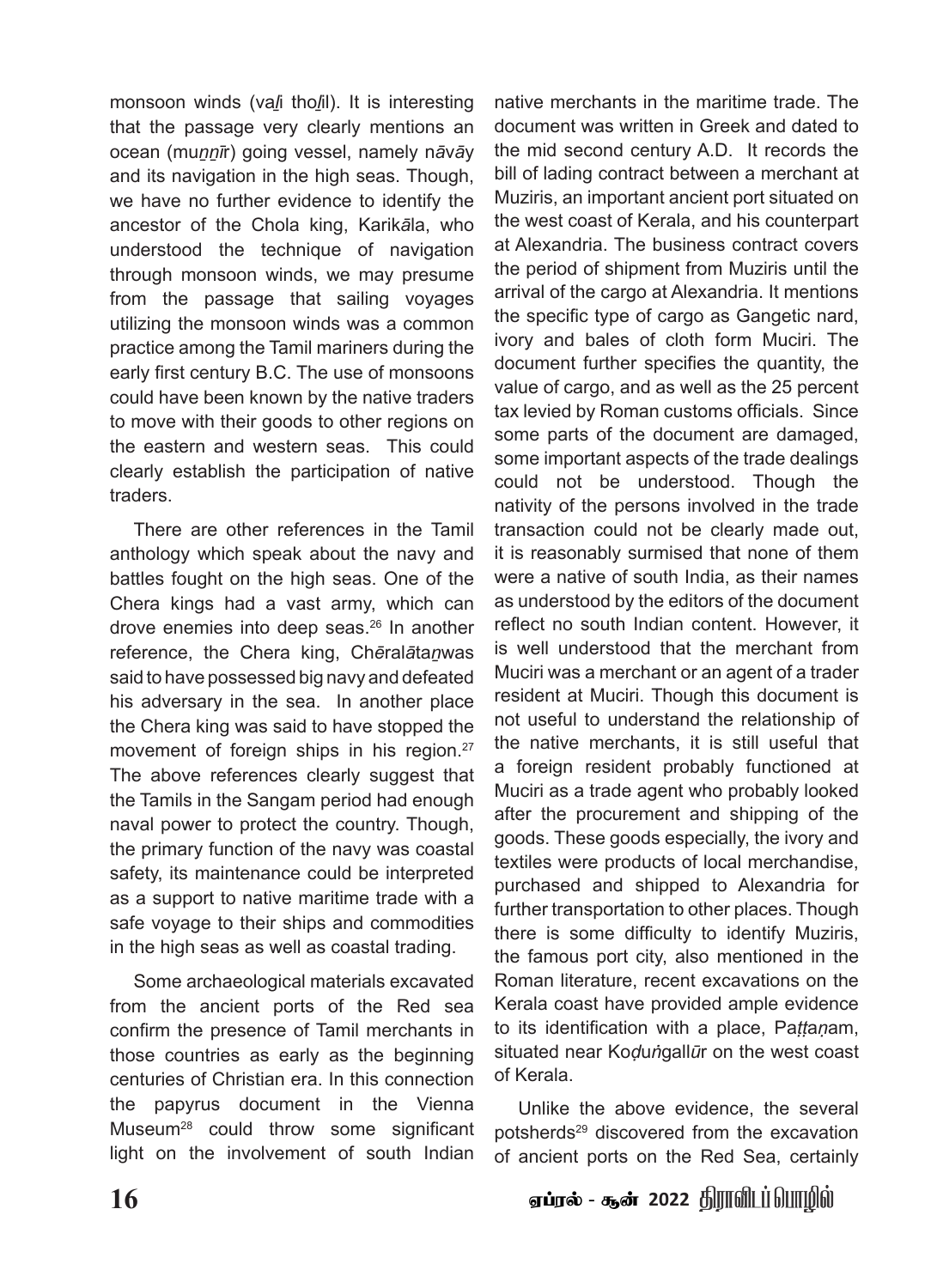monsoon winds (vaḻi thoḻil). It is interesting that the passage very clearly mentions an ocean (muṉṉīr) going vessel, namely nāvāy and its navigation in the high seas. Though, we have no further evidence to identify the ancestor of the Chola king, Karikāla, who understood the technique of navigation through monsoon winds, we may presume from the passage that sailing voyages utilizing the monsoon winds was a common practice among the Tamil mariners during the early first century B.C. The use of monsoons could have been known by the native traders to move with their goods to other regions on the eastern and western seas. This could clearly establish the participation of native traders.

There are other references in the Tamil anthology which speak about the navy and battles fought on the high seas. One of the Chera kings had a vast army, which can drove enemies into deep seas.[26] In another reference, the Chera king, Chēralātaṉwas said to have possessed big navy and defeated his adversary in the sea. In another place the Chera king was said to have stopped the movement of foreign ships in his region.[27] The above references clearly suggest that the Tamils in the Sangam period had enough naval power to protect the country. Though, the primary function of the navy was coastal safety, its maintenance could be interpreted as a support to native maritime trade with a safe voyage to their ships and commodities in the high seas as well as coastal trading.

Some archaeological materials excavated from the ancient ports of the Red sea confirm the presence of Tamil merchants in those countries as early as the beginning centuries of Christian era. In this connection the papyrus document in the Vienna Museum[28] could throw some significant light on the involvement of south Indian native merchants in the maritime trade. The document was written in Greek and dated to the mid second century A.D. It records the bill of lading contract between a merchant at Muziris, an important ancient port situated on the west coast of Kerala, and his counterpart at Alexandria. The business contract covers the period of shipment from Muziris until the arrival of the cargo at Alexandria. It mentions the specific type of cargo as Gangetic nard, ivory and bales of cloth form Muciri. The document further specifies the quantity, the value of cargo, and as well as the 25 percent tax levied by Roman customs officials. Since some parts of the document are damaged, some important aspects of the trade dealings could not be understood. Though the nativity of the persons involved in the trade transaction could not be clearly made out, it is reasonably surmised that none of them were a native of south India, as their names as understood by the editors of the document reflect no south Indian content. However, it is well understood that the merchant from Muciri was a merchant or an agent of a trader resident at Muciri. Though this document is not useful to understand the relationship of the native merchants, it is still useful that a foreign resident probably functioned at Muciri as a trade agent who probably looked after the procurement and shipping of the goods. These goods especially, the ivory and textiles were products of local merchandise, purchased and shipped to Alexandria for further transportation to other places. Though there is some difficulty to identify Muziris, the famous port city, also mentioned in the Roman literature, recent excavations on the Kerala coast have provided ample evidence to its identification with a place, Paṭṭaṇam, situated near Koḍuṅgallūr on the west coast of Kerala.

Unlike the above evidence, the several potsherds[29] discovered from the excavation of ancient ports on the Red Sea, certainly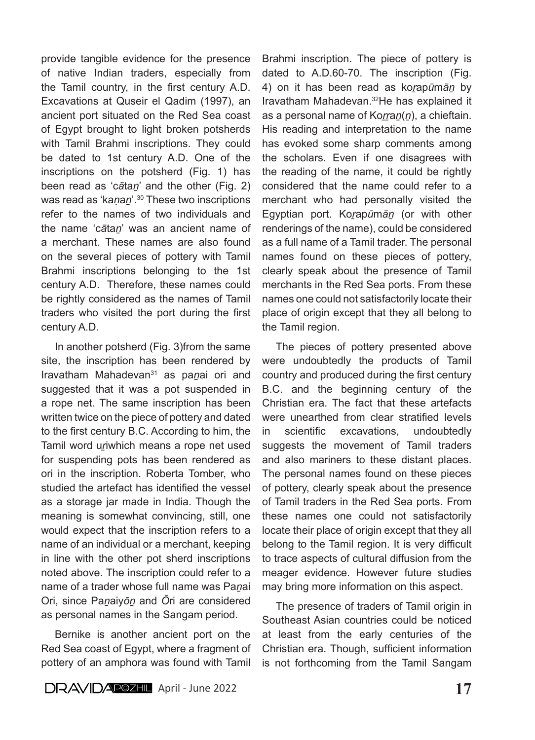provide tangible evidence for the presence of native Indian traders, especially from the Tamil country, in the first century A.D. Excavations at Quseir el Qadim (1997), an ancient port situated on the Red Sea coast of Egypt brought to light broken potsherds with Tamil Brahmi inscriptions. They could be dated to 1st century A.D. One of the inscriptions on the potsherd (Fig. 1) has been read as 'cātaṉ' and the other (Fig. 2) was read as 'kaṇaṉ'.[30] These two inscriptions refer to the names of two individuals and the name 'cātaṉ' was an ancient name of a merchant. These names are also found on the several pieces of pottery with Tamil Brahmi inscriptions belonging to the 1st century A.D. Therefore, these names could be rightly considered as the names of Tamil traders who visited the port during the first century A.D.

In another potsherd (Fig. 3)from the same site, the inscription has been rendered by Iravatham Mahadevan[31] as paṉai ori and suggested that it was a pot suspended in a rope net. The same inscription has been written twice on the piece of pottery and dated to the first century B.C. According to him, the Tamil word uṟiwhich means a rope net used for suspending pots has been rendered as ori in the inscription. Roberta Tomber, who studied the artefact has identified the vessel as a storage jar made in India. Though the meaning is somewhat convincing, still, one would expect that the inscription refers to a name of an individual or a merchant, keeping in line with the other pot sherd inscriptions noted above. The inscription could refer to a name of a trader whose full name was Paṉai Ori, since Paṉaiyōṉ and Ōri are considered as personal names in the Sangam period.

Bernike is another ancient port on the Red Sea coast of Egypt, where a fragment of pottery of an amphora was found with Tamil Brahmi inscription. The piece of pottery is dated to A.D.60-70. The inscription (Fig. 4) on it has been read as koṟapūmāṉ by Iravatham Mahadevan.[32]He has explained it as a personal name of Koṟṟaṉ(ṉ), a chieftain. His reading and interpretation to the name has evoked some sharp comments among the scholars. Even if one disagrees with the reading of the name, it could be rightly considered that the name could refer to a merchant who had personally visited the Egyptian port. Koṟapūmāṉ (or with other renderings of the name), could be considered as a full name of a Tamil trader. The personal names found on these pieces of pottery, clearly speak about the presence of Tamil merchants in the Red Sea ports. From these names one could not satisfactorily locate their place of origin except that they all belong to the Tamil region.

The pieces of pottery presented above were undoubtedly the products of Tamil country and produced during the first century B.C. and the beginning century of the Christian era. The fact that these artefacts were unearthed from clear stratified levels in scientific excavations, undoubtedly suggests the movement of Tamil traders and also mariners to these distant places. The personal names found on these pieces of pottery, clearly speak about the presence of Tamil traders in the Red Sea ports. From these names one could not satisfactorily locate their place of origin except that they all belong to the Tamil region. It is very difficult to trace aspects of cultural diffusion from the meager evidence. However future studies may bring more information on this aspect.

The presence of traders of Tamil origin in Southeast Asian countries could be noticed at least from the early centuries of the Christian era. Though, sufficient information is not forthcoming from the Tamil Sangam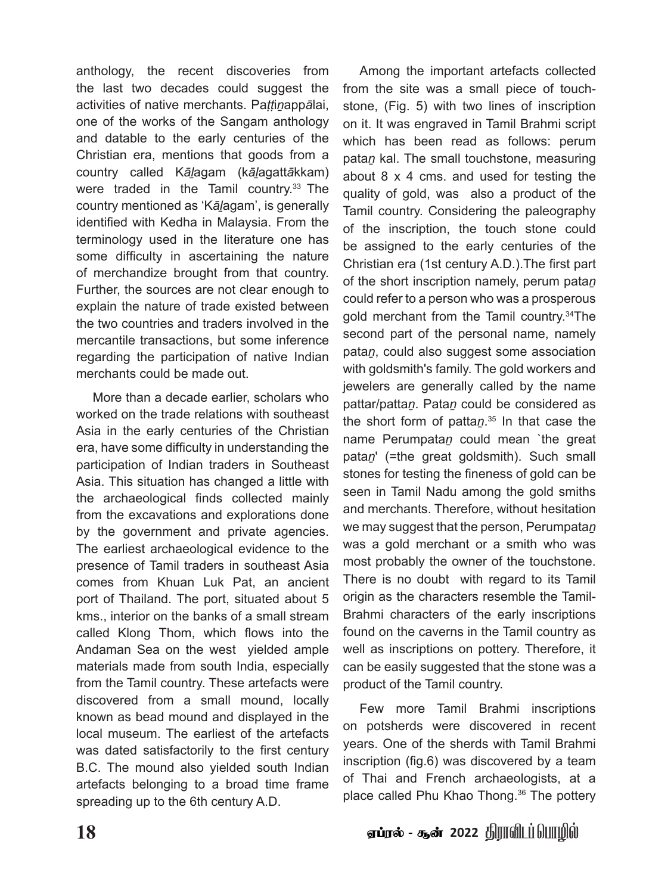anthology, the recent discoveries from the last two decades could suggest the activities of native merchants. Paṭṭiṉappālai, one of the works of the Sangam anthology and datable to the early centuries of the Christian era, mentions that goods from a country called Kāḻagam (kāḻagattākkam) were traded in the Tamil country.[33] The country mentioned as 'Kāḻagam', is generally identified with Kedha in Malaysia. From the terminology used in the literature one has some difficulty in ascertaining the nature of merchandize brought from that country. Further, the sources are not clear enough to explain the nature of trade existed between the two countries and traders involved in the mercantile transactions, but some inference regarding the participation of native Indian merchants could be made out.

More than a decade earlier, scholars who worked on the trade relations with southeast Asia in the early centuries of the Christian era, have some difficulty in understanding the participation of Indian traders in Southeast Asia. This situation has changed a little with the archaeological finds collected mainly from the excavations and explorations done by the government and private agencies. The earliest archaeological evidence to the presence of Tamil traders in southeast Asia comes from Khuan Luk Pat, an ancient port of Thailand. The port, situated about 5 kms., interior on the banks of a small stream called Klong Thom, which flows into the Andaman Sea on the west yielded ample materials made from south India, especially from the Tamil country. These artefacts were discovered from a small mound, locally known as bead mound and displayed in the local museum. The earliest of the artefacts was dated satisfactorily to the first century B.C. The mound also yielded south Indian artefacts belonging to a broad time frame spreading up to the 6th century A.D.

Among the important artefacts collected from the site was a small piece of touch-stone, (Fig. 5) with two lines of inscription on it. It was engraved in Tamil Brahmi script which has been read as follows: perum pataṉ kal. The small touchstone, measuring about 8 x 4 cms. and used for testing the quality of gold, was also a product of the Tamil country. Considering the paleography of the inscription, the touch stone could be assigned to the early centuries of the Christian era (1st century A.D.).The first part of the short inscription namely, perum pataṉ could refer to a person who was a prosperous gold merchant from the Tamil country.[34]The second part of the personal name, namely pataṉ, could also suggest some association with goldsmith's family. The gold workers and jewelers are generally called by the name pattar/pattaṉ. Pataṉ could be considered as the short form of pattaṉ.[35] In that case the name Perumpataṉ could mean `the great pataṉ' (=the great goldsmith). Such small stones for testing the fineness of gold can be seen in Tamil Nadu among the gold smiths and merchants. Therefore, without hesitation we may suggest that the person, Perumpataṉ was a gold merchant or a smith who was most probably the owner of the touchstone. There is no doubt with regard to its Tamil origin as the characters resemble the Tamil-Brahmi characters of the early inscriptions found on the caverns in the Tamil country as well as inscriptions on pottery. Therefore, it can be easily suggested that the stone was a product of the Tamil country.

Few more Tamil Brahmi inscriptions on potsherds were discovered in recent years. One of the sherds with Tamil Brahmi inscription (fig.6) was discovered by a team of Thai and French archaeologists, at a place called Phu Khao Thong.[36] The pottery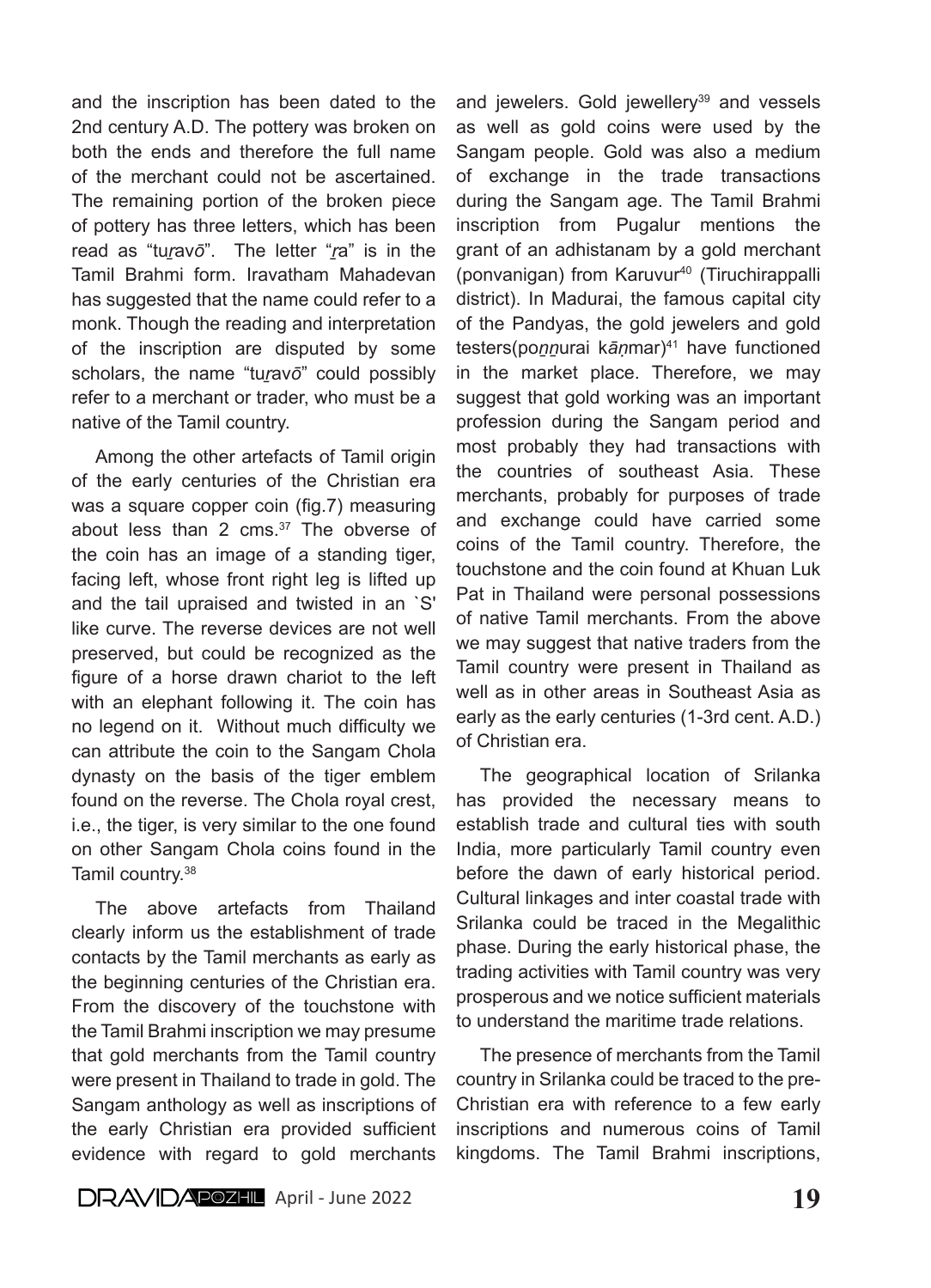and the inscription has been dated to the 2nd century A.D. The pottery was broken on both the ends and therefore the full name of the merchant could not be ascertained. The remaining portion of the broken piece of pottery has three letters, which has been read as "tuṟavō". The letter "ṟa" is in the Tamil Brahmi form. Iravatham Mahadevan has suggested that the name could refer to a monk. Though the reading and interpretation of the inscription are disputed by some scholars, the name "tuṟavō" could possibly refer to a merchant or trader, who must be a native of the Tamil country.

Among the other artefacts of Tamil origin of the early centuries of the Christian era was a square copper coin (fig.7) measuring about less than 2 cms.[37] The obverse of the coin has an image of a standing tiger, facing left, whose front right leg is lifted up and the tail upraised and twisted in an `S' like curve. The reverse devices are not well preserved, but could be recognized as the figure of a horse drawn chariot to the left with an elephant following it. The coin has no legend on it. Without much difficulty we can attribute the coin to the Sangam Chola dynasty on the basis of the tiger emblem found on the reverse. The Chola royal crest, i.e., the tiger, is very similar to the one found on other Sangam Chola coins found in the Tamil country.[38]

The above artefacts from Thailand clearly inform us the establishment of trade contacts by the Tamil merchants as early as the beginning centuries of the Christian era. From the discovery of the touchstone with the Tamil Brahmi inscription we may presume that gold merchants from the Tamil country were present in Thailand to trade in gold. The Sangam anthology as well as inscriptions of the early Christian era provided sufficient evidence with regard to gold merchants and jewelers. Gold jewellery[39] and vessels as well as gold coins were used by the Sangam people. Gold was also a medium of exchange in the trade transactions during the Sangam age. The Tamil Brahmi inscription from Pugalur mentions the grant of an adhistanam by a gold merchant (ponvanigan) from Karuvur[40] (Tiruchirappalli district). In Madurai, the famous capital city of the Pandyas, the gold jewelers and gold testers(poṉṉurai kāṇmar)[41] have functioned in the market place. Therefore, we may suggest that gold working was an important profession during the Sangam period and most probably they had transactions with the countries of southeast Asia. These merchants, probably for purposes of trade and exchange could have carried some coins of the Tamil country. Therefore, the touchstone and the coin found at Khuan Luk Pat in Thailand were personal possessions of native Tamil merchants. From the above we may suggest that native traders from the Tamil country were present in Thailand as well as in other areas in Southeast Asia as early as the early centuries (1-3rd cent. A.D.) of Christian era.

The geographical location of Srilanka has provided the necessary means to establish trade and cultural ties with south India, more particularly Tamil country even before the dawn of early historical period. Cultural linkages and inter coastal trade with Srilanka could be traced in the Megalithic phase. During the early historical phase, the trading activities with Tamil country was very prosperous and we notice sufficient materials to understand the maritime trade relations.

The presence of merchants from the Tamil country in Srilanka could be traced to the pre-Christian era with reference to a few early inscriptions and numerous coins of Tamil kingdoms. The Tamil Brahmi inscriptions,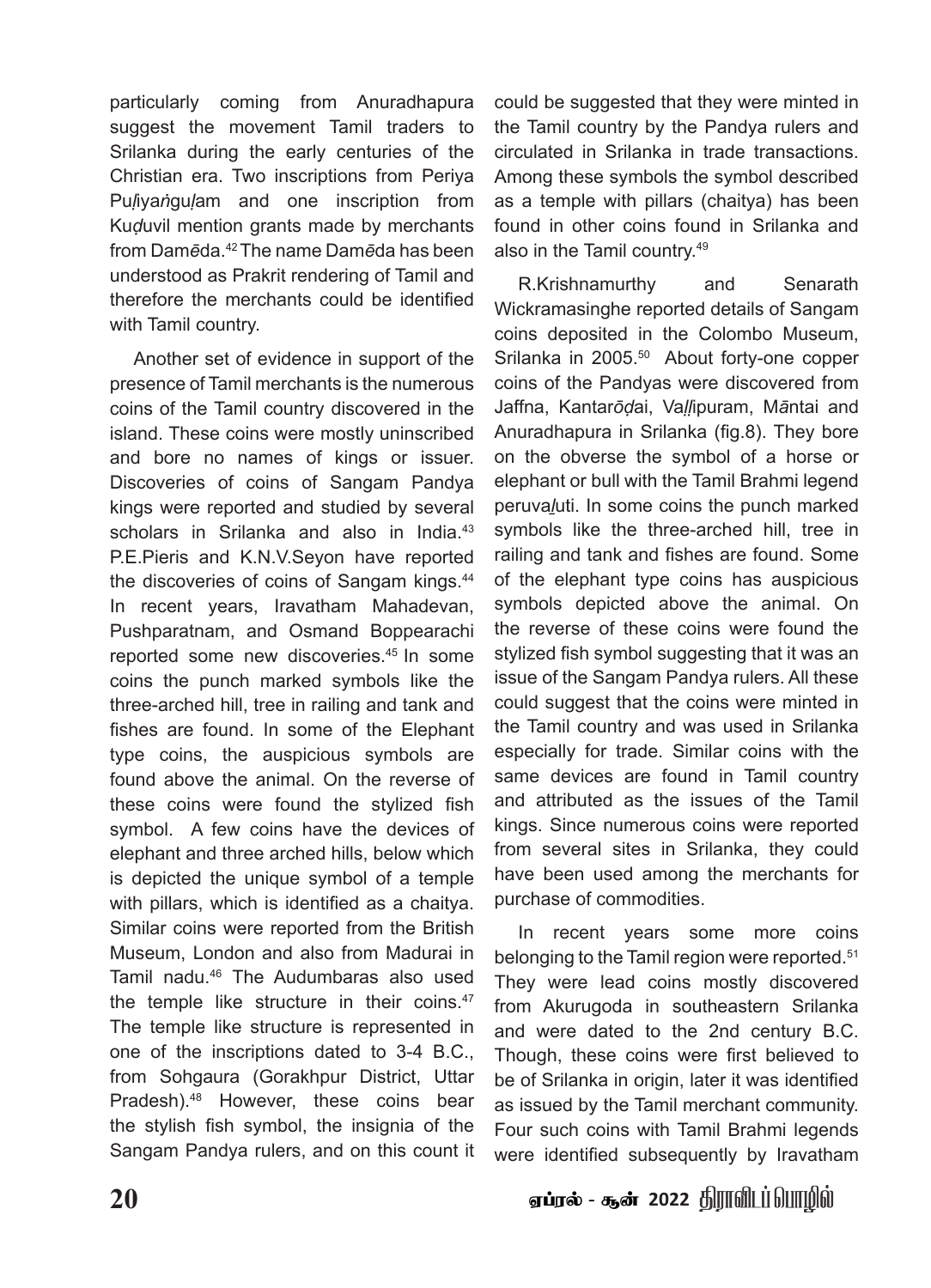particularly coming from Anuradhapura suggest the movement Tamil traders to Srilanka during the early centuries of the Christian era. Two inscriptions from Periya Puḷiyaṅguḷam and one inscription from Kuḍuvil mention grants made by merchants from Damēda.[42] The name Damēda has been understood as Prakrit rendering of Tamil and therefore the merchants could be identified with Tamil country.

Another set of evidence in support of the presence of Tamil merchants is the numerous coins of the Tamil country discovered in the island. These coins were mostly uninscribed and bore no names of kings or issuer. Discoveries of coins of Sangam Pandya kings were reported and studied by several scholars in Srilanka and also in India.[43] P.E.Pieris and K.N.V.Seyon have reported the discoveries of coins of Sangam kings.[44] In recent years, Iravatham Mahadevan, Pushparatnam, and Osmand Boppearachi reported some new discoveries.[45] In some coins the punch marked symbols like the three-arched hill, tree in railing and tank and fishes are found. In some of the Elephant type coins, the auspicious symbols are found above the animal. On the reverse of these coins were found the stylized fish symbol. A few coins have the devices of elephant and three arched hills, below which is depicted the unique symbol of a temple with pillars, which is identified as a chaitya. Similar coins were reported from the British Museum, London and also from Madurai in Tamil nadu.[46] The Audumbaras also used the temple like structure in their coins.[47] The temple like structure is represented in one of the inscriptions dated to 3-4 B.C., from Sohgaura (Gorakhpur District, Uttar Pradesh).[48] However, these coins bear the stylish fish symbol, the insignia of the Sangam Pandya rulers, and on this count it could be suggested that they were minted in the Tamil country by the Pandya rulers and circulated in Srilanka in trade transactions. Among these symbols the symbol described as a temple with pillars (chaitya) has been found in other coins found in Srilanka and also in the Tamil country.[49]

R.Krishnamurthy and Senarath Wickramasinghe reported details of Sangam coins deposited in the Colombo Museum, Srilanka in 2005.[50] About forty-one copper coins of the Pandyas were discovered from Jaffna, Kantarōḍai, Vaḷḷipuram, Māntai and Anuradhapura in Srilanka (fig.8). They bore on the obverse the symbol of a horse or elephant or bull with the Tamil Brahmi legend peruvaḻuti. In some coins the punch marked symbols like the three-arched hill, tree in railing and tank and fishes are found. Some of the elephant type coins has auspicious symbols depicted above the animal. On the reverse of these coins were found the stylized fish symbol suggesting that it was an issue of the Sangam Pandya rulers. All these could suggest that the coins were minted in the Tamil country and was used in Srilanka especially for trade. Similar coins with the same devices are found in Tamil country and attributed as the issues of the Tamil kings. Since numerous coins were reported from several sites in Srilanka, they could have been used among the merchants for purchase of commodities.

In recent years some more coins belonging to the Tamil region were reported.[51] They were lead coins mostly discovered from Akurugoda in southeastern Srilanka and were dated to the 2nd century B.C. Though, these coins were first believed to be of Srilanka in origin, later it was identified as issued by the Tamil merchant community. Four such coins with Tamil Brahmi legends were identified subsequently by Iravatham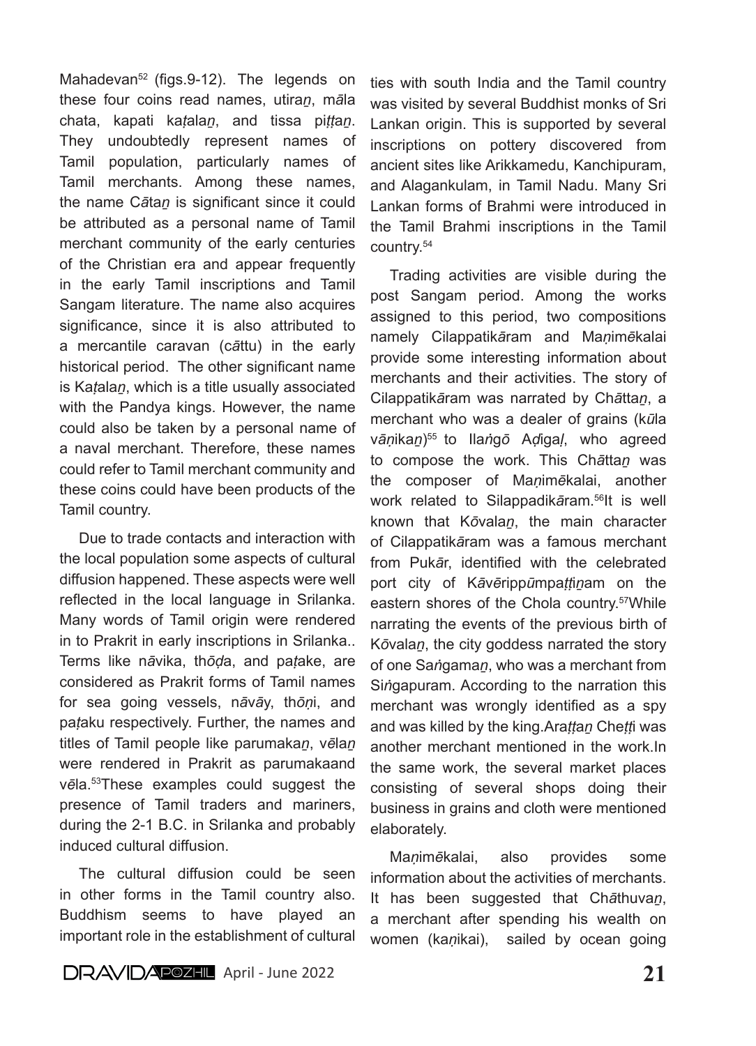Mahadevan[52] (figs.9-12). The legends on these four coins read names, utiraṉ, māla chata, kapati kaṭalaṉ, and tissa piṭṭaṉ. They undoubtedly represent names of Tamil population, particularly names of Tamil merchants. Among these names, the name Cātaṉ is significant since it could be attributed as a personal name of Tamil merchant community of the early centuries of the Christian era and appear frequently in the early Tamil inscriptions and Tamil Sangam literature. The name also acquires significance, since it is also attributed to a mercantile caravan (cāttu) in the early historical period. The other significant name is Kaṭalaṉ, which is a title usually associated with the Pandya kings. However, the name could also be taken by a personal name of a naval merchant. Therefore, these names could refer to Tamil merchant community and these coins could have been products of the Tamil country.

Due to trade contacts and interaction with the local population some aspects of cultural diffusion happened. These aspects were well reflected in the local language in Srilanka. Many words of Tamil origin were rendered in to Prakrit in early inscriptions in Srilanka.. Terms like nāvika, thōḍa, and paṭake, are considered as Prakrit forms of Tamil names for sea going vessels, nāvāy, thōṇi, and paṭaku respectively. Further, the names and titles of Tamil people like parumakaṉ, vēlaṉ were rendered in Prakrit as parumakaand vēla.[53]These examples could suggest the presence of Tamil traders and mariners, during the 2-1 B.C. in Srilanka and probably induced cultural diffusion.

The cultural diffusion could be seen in other forms in the Tamil country also. Buddhism seems to have played an important role in the establishment of cultural ties with south India and the Tamil country was visited by several Buddhist monks of Sri Lankan origin. This is supported by several inscriptions on pottery discovered from ancient sites like Arikkamedu, Kanchipuram, and Alagankulam, in Tamil Nadu. Many Sri Lankan forms of Brahmi were introduced in the Tamil Brahmi inscriptions in the Tamil country.[54]

Trading activities are visible during the post Sangam period. Among the works assigned to this period, two compositions namely Cilappatikāram and Maṇimēkalai provide some interesting information about merchants and their activities. The story of Cilappatikāram was narrated by Chāttaṉ, a merchant who was a dealer of grains (kūla vāṇikaṉ)[55] to Ilaṅgō Aḍigaḷ, who agreed to compose the work. This Chāttaṉ was the composer of Maṇimēkalai, another work related to Silappadikāram.[56]It is well known that Kōvalaṉ, the main character of Cilappatikāram was a famous merchant from Pukār, identified with the celebrated port city of Kāvērippūmpaṭṭiṉam on the eastern shores of the Chola country.[57]While narrating the events of the previous birth of Kōvalaṉ, the city goddess narrated the story of one Saṅgamaṉ, who was a merchant from Siṅgapuram. According to the narration this merchant was wrongly identified as a spy and was killed by the king.Araṭṭaṉ Cheṭṭi was another merchant mentioned in the work.In the same work, the several market places consisting of several shops doing their business in grains and cloth were mentioned elaborately.

Maṇimēkalai, also provides some information about the activities of merchants. It has been suggested that Chāthuvaṉ, a merchant after spending his wealth on women (kaṇikai), sailed by ocean going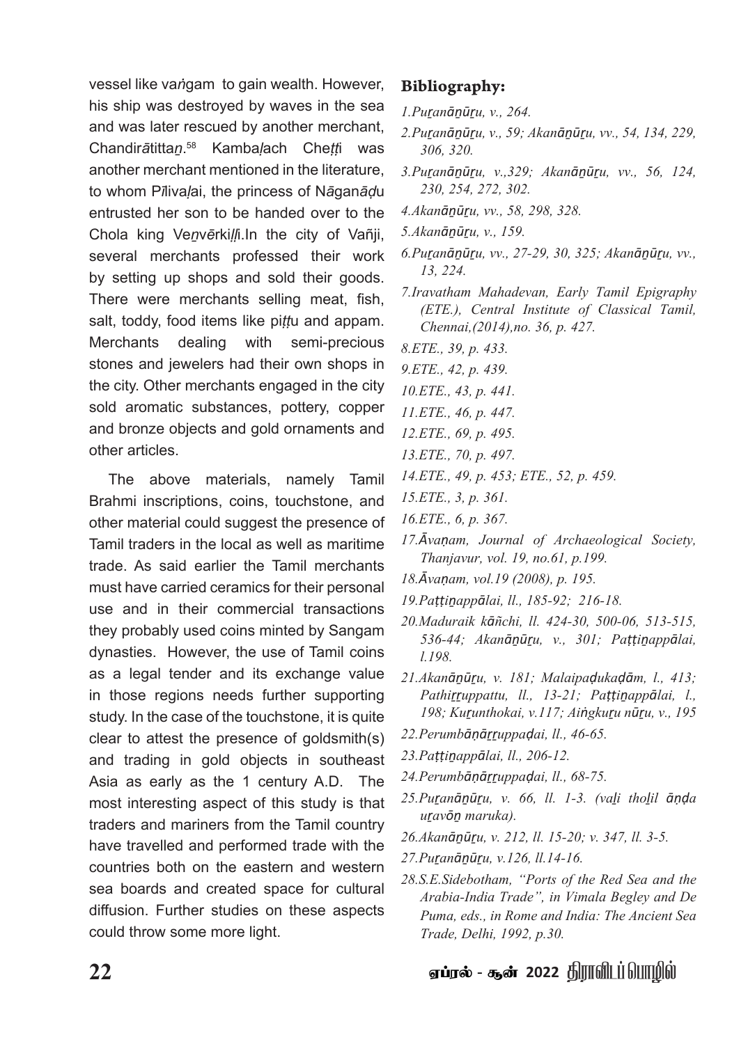vessel like vaṅgam to gain wealth. However, his ship was destroyed by waves in the sea and was later rescued by another merchant, Chandirātittaṉ.[58] Kambaḷach Cheṭṭi was another merchant mentioned in the literature, to whom Pīlivaḷai, the princess of Nāganāḍu entrusted her son to be handed over to the Chola king Veṉvērkiḷḷi.In the city of Vañji, several merchants professed their work by setting up shops and sold their goods. There were merchants selling meat, fish, salt, toddy, food items like piṭṭu and appam. Merchants dealing with semi-precious stones and jewelers had their own shops in the city. Other merchants engaged in the city sold aromatic substances, pottery, copper and bronze objects and gold ornaments and other articles.

The above materials, namely Tamil Brahmi inscriptions, coins, touchstone, and other material could suggest the presence of Tamil traders in the local as well as maritime trade. As said earlier the Tamil merchants must have carried ceramics for their personal use and in their commercial transactions they probably used coins minted by Sangam dynasties. However, the use of Tamil coins as a legal tender and its exchange value in those regions needs further supporting study. In the case of the touchstone, it is quite clear to attest the presence of goldsmith(s) and trading in gold objects in southeast Asia as early as the 1 century A.D. The most interesting aspect of this study is that traders and mariners from the Tamil country have travelled and performed trade with the countries both on the eastern and western sea boards and created space for cultural diffusion. Further studies on these aspects could throw some more light.

## Bibliography:

*1.Puṟanāṉūṟu, v., 264.*

*2.Puṟanāṉūṟu, v., 59; Akanāṉūṟu, vv., 54, 134, 229, 306, 320.*

*3.Puṟanāṉūṟu, v.,329; Akanāṉūṟu, vv., 56, 124, 230, 254, 272, 302.*

*4.Akanāṉūṟu, vv., 58, 298, 328.*

*5.Akanāṉūṟu, v., 159.*

*6.Puṟanāṉūṟu, vv., 27-29, 30, 325; Akanāṉūṟu, vv., 13, 224.*

*7.Iravatham Mahadevan, Early Tamil Epigraphy (ETE.), Central Institute of Classical Tamil, Chennai,(2014),no. 36, p. 427.*

*8.ETE., 39, p. 433.*

*9.ETE., 42, p. 439.*

*10.ETE., 43, p. 441.*

*11.ETE., 46, p. 447.*

*12.ETE., 69, p. 495.*

*13.ETE., 70, p. 497.*

*14.ETE., 49, p. 453; ETE., 52, p. 459.*

*15.ETE., 3, p. 361.*

*16.ETE., 6, p. 367.*

*17.Āvaṇam, Journal of Archaeological Society, Thanjavur, vol. 19, no.61, p.199.*

*18.Āvaṇam, vol.19 (2008), p. 195.*

*19.Paṭṭiṉappālai, ll., 185-92; 216-18.*

*20.Maduraik kāñchi, ll. 424-30, 500-06, 513-515, 536-44; Akanāṉūṟu, v., 301; Paṭṭiṉappālai, l.198.*

*21.Akanāṉūṟu, v. 181; Malaipaḍukaḍām, l., 413; Pathiṟṟuppattu, ll., 13-21; Paṭṭiṉappālai, l., 198; Kuṟunthokai, v.117; Aiṅgkuṟu nūṟu, v., 195*

*22.Perumbāṇāṟṟuppaḍai, ll., 46-65.*

*23.Paṭṭiṉappālai, ll., 206-12.*

*24.Perumbāṇāṟṟuppaḍai, ll., 68-75.*

*25.Puṟanāṉūṟu, v. 66, ll. 1-3. (vaḻi thoḻil āṇḍa uṟavōṉ maruka).*

*26.Akanāṉūṟu, v. 212, ll. 15-20; v. 347, ll. 3-5.*

*27.Puṟanāṉūṟu, v.126, ll.14-16.*

*28.S.E.Sidebotham, "Ports of the Red Sea and the Arabia-India Trade", in Vimala Begley and De Puma, eds., in Rome and India: The Ancient Sea Trade, Delhi, 1992, p.30.*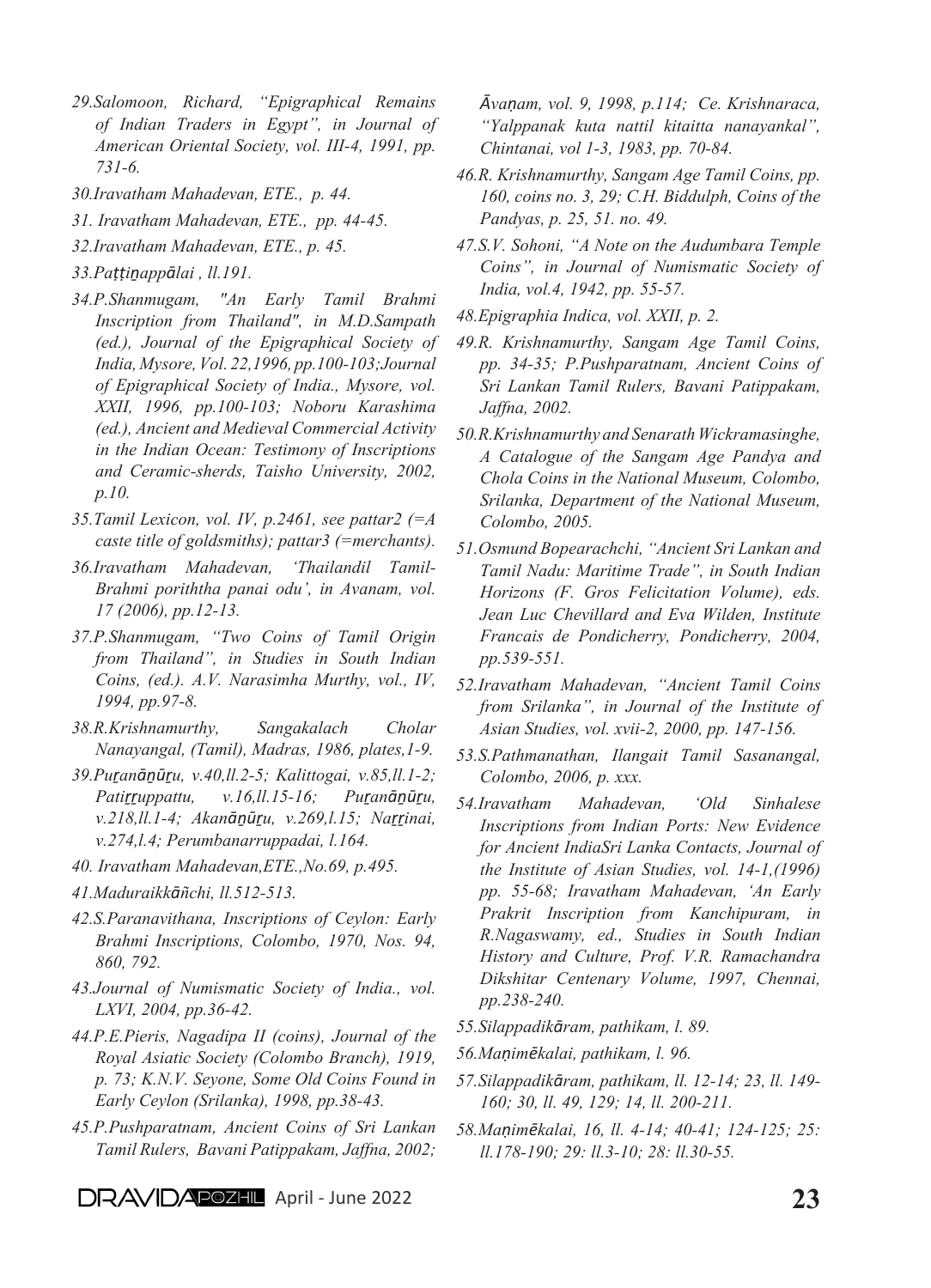*29.Salomoon, Richard, "Epigraphical Remains of Indian Traders in Egypt", in Journal of American Oriental Society, vol. III-4, 1991, pp. 731-6.*

*30.Iravatham Mahadevan, ETE., p. 44.*

*31. Iravatham Mahadevan, ETE., pp. 44-45.*

*32.Iravatham Mahadevan, ETE., p. 45.*

*33.Paṭṭiṉappālai , ll.191.*

*34.P.Shanmugam, "An Early Tamil Brahmi Inscription from Thailand", in M.D.Sampath (ed.), Journal of the Epigraphical Society of India, Mysore, Vol. 22,1996, pp.100-103;Journal of Epigraphical Society of India., Mysore, vol. XXII, 1996, pp.100-103; Noboru Karashima (ed.), Ancient and Medieval Commercial Activity in the Indian Ocean: Testimony of Inscriptions and Ceramic-sherds, Taisho University, 2002, p.10.*

*35.Tamil Lexicon, vol. IV, p.2461, see pattar2 (=A caste title of goldsmiths); pattar3 (=merchants).*

*36.Iravatham Mahadevan, 'Thailandil Tamil-Brahmi poriththa panai odu', in Avanam, vol. 17 (2006), pp.12-13.*

*37.P.Shanmugam, "Two Coins of Tamil Origin from Thailand", in Studies in South Indian Coins, (ed.). A.V. Narasimha Murthy, vol., IV, 1994, pp.97-8.*

*38.R.Krishnamurthy, Sangakalach Cholar Nanayangal, (Tamil), Madras, 1986, plates,1-9.*

*39.Puṟanāṉūṟu, v.40,ll.2-5; Kalittogai, v.85,ll.1-2; Patiṟṟuppattu, v.16,ll.15-16; Puṟanāṉūṟu, v.218,ll.1-4; Akanāṉūṟu, v.269,l.15; Naṟṟinai, v.274,l.4; Perumbanarruppadai, l.164.*

*40. Iravatham Mahadevan,ETE.,No.69, p.495.*

*41.Maduraikkāñchi, ll.512-513.*

*42.S.Paranavithana, Inscriptions of Ceylon: Early Brahmi Inscriptions, Colombo, 1970, Nos. 94, 860, 792.*

*43.Journal of Numismatic Society of India., vol. LXVI, 2004, pp.36-42.*

*44.P.E.Pieris, Nagadipa II (coins), Journal of the Royal Asiatic Society (Colombo Branch), 1919, p. 73; K.N.V. Seyone, Some Old Coins Found in Early Ceylon (Srilanka), 1998, pp.38-43.*

*45.P.Pushparatnam, Ancient Coins of Sri Lankan Tamil Rulers, Bavani Patippakam, Jaffna, 2002; Āvaṇam, vol. 9, 1998, p.114; Ce. Krishnaraca, "Yalppanak kuta nattil kitaitta nanayankal", Chintanai, vol 1-3, 1983, pp. 70-84.*

*46.R. Krishnamurthy, Sangam Age Tamil Coins, pp. 160, coins no. 3, 29; C.H. Biddulph, Coins of the Pandyas, p. 25, 51. no. 49.*

*47.S.V. Sohoni, "A Note on the Audumbara Temple Coins", in Journal of Numismatic Society of India, vol.4, 1942, pp. 55-57.*

*48.Epigraphia Indica, vol. XXII, p. 2.*

*49.R. Krishnamurthy, Sangam Age Tamil Coins, pp. 34-35; P.Pushparatnam, Ancient Coins of Sri Lankan Tamil Rulers, Bavani Patippakam, Jaffna, 2002.*

*50.R.Krishnamurthy and Senarath Wickramasinghe, A Catalogue of the Sangam Age Pandya and Chola Coins in the National Museum, Colombo, Srilanka, Department of the National Museum, Colombo, 2005.*

*51.Osmund Bopearachchi, "Ancient Sri Lankan and Tamil Nadu: Maritime Trade", in South Indian Horizons (F. Gros Felicitation Volume), eds. Jean Luc Chevillard and Eva Wilden, Institute Francais de Pondicherry, Pondicherry, 2004, pp.539-551.*

*52.Iravatham Mahadevan, "Ancient Tamil Coins from Srilanka", in Journal of the Institute of Asian Studies, vol. xvii-2, 2000, pp. 147-156.*

*53.S.Pathmanathan, Ilangait Tamil Sasanangal, Colombo, 2006, p. xxx.*

*54.Iravatham Mahadevan, 'Old Sinhalese Inscriptions from Indian Ports: New Evidence for Ancient IndiaSri Lanka Contacts, Journal of the Institute of Asian Studies, vol. 14-1,(1996) pp. 55-68; Iravatham Mahadevan, 'An Early Prakrit Inscription from Kanchipuram, in R.Nagaswamy, ed., Studies in South Indian History and Culture, Prof. V.R. Ramachandra Dikshitar Centenary Volume, 1997, Chennai, pp.238-240.*

*55.Silappadikāram, pathikam, l. 89.*

*56.Maṇimēkalai, pathikam, l. 96.*

*57.Silappadikāram, pathikam, ll. 12-14; 23, ll. 149-160; 30, ll. 49, 129; 14, ll. 200-211.*

*58.Maṇimēkalai, 16, ll. 4-14; 40-41; 124-125; 25: ll.178-190; 29: ll.3-10; 28: ll.30-55.*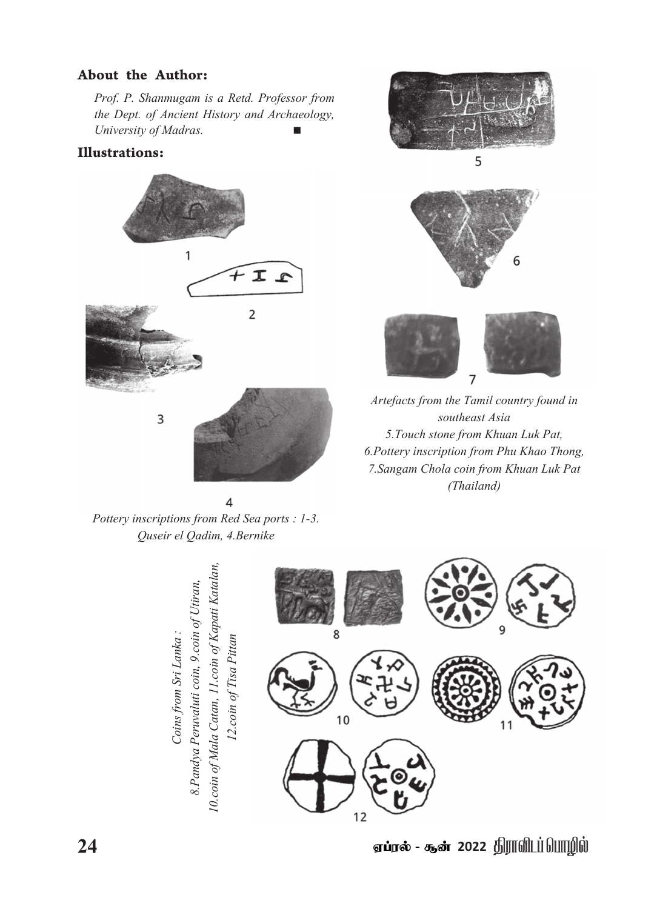## About the Author:

*Prof. P. Shanmugam is a Retd. Professor from the Dept. of Ancient History and Archaeology, University of Madras.* ■

## Illustrations:

*Pottery inscriptions from Red Sea ports : 1-3. Quseir el Qadim, 4.Bernike*

*Artefacts from the Tamil country found in southeast Asia*
*5.Touch stone from Khuan Luk Pat,*
*6.Pottery inscription from Phu Khao Thong,*
*7.Sangam Chola coin from Khuan Luk Pat (Thailand)*

*Coins from Sri Lanka :*
*8.Pandya Peruvaluti coin, 9.coin of Utiran,*
*10.coin of Mala Catan, 11.coin of Kapati Katalan,*
*12.coin of Tisa Pittan*